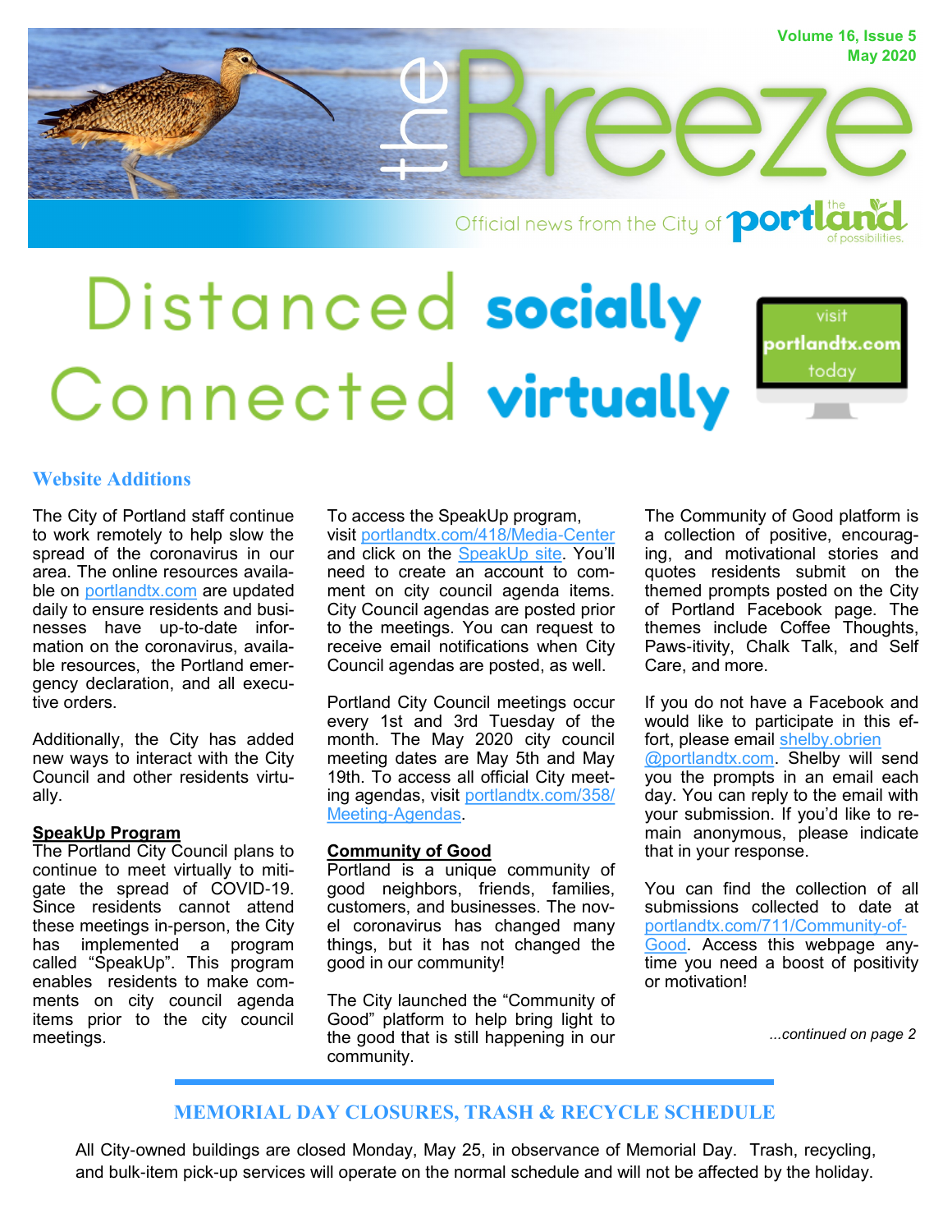Volume 16, Issue 5
May 2020

# the Breeze

Official news from the City of Portland

# Distanced socially Connected virtually

visit portlandtx.com today

## Website Additions

The City of Portland staff continue to work remotely to help slow the spread of the coronavirus in our area. The online resources available on portlandtx.com are updated daily to ensure residents and businesses have up-to-date information on the coronavirus, available resources, the Portland emergency declaration, and all executive orders.

Additionally, the City has added new ways to interact with the City Council and other residents virtually.

**SpeakUp Program**

The Portland City Council plans to continue to meet virtually to mitigate the spread of COVID-19. Since residents cannot attend these meetings in-person, the City has implemented a program called "SpeakUp". This program enables residents to make comments on city council agenda items prior to the city council meetings.

To access the SpeakUp program, visit portlandtx.com/418/Media-Center and click on the SpeakUp site. You'll need to create an account to comment on city council agenda items. City Council agendas are posted prior to the meetings. You can request to receive email notifications when City Council agendas are posted, as well.

Portland City Council meetings occur every 1st and 3rd Tuesday of the month. The May 2020 city council meeting dates are May 5th and May 19th. To access all official City meeting agendas, visit portlandtx.com/358/Meeting-Agendas.

**Community of Good**

Portland is a unique community of good neighbors, friends, families, customers, and businesses. The novel coronavirus has changed many things, but it has not changed the good in our community!

The City launched the "Community of Good" platform to help bring light to the good that is still happening in our community.

The Community of Good platform is a collection of positive, encouraging, and motivational stories and quotes residents submit on the themed prompts posted on the City of Portland Facebook page. The themes include Coffee Thoughts, Paws-itivity, Chalk Talk, and Self Care, and more.

If you do not have a Facebook and would like to participate in this effort, please email shelby.obrien@portlandtx.com. Shelby will send you the prompts in an email each day. You can reply to the email with your submission. If you'd like to remain anonymous, please indicate that in your response.

You can find the collection of all submissions collected to date at portlandtx.com/711/Community-of-Good. Access this webpage anytime you need a boost of positivity or motivation!

*...continued on page 2*

## MEMORIAL DAY CLOSURES, TRASH & RECYCLE SCHEDULE

All City-owned buildings are closed Monday, May 25, in observance of Memorial Day. Trash, recycling, and bulk-item pick-up services will operate on the normal schedule and will not be affected by the holiday.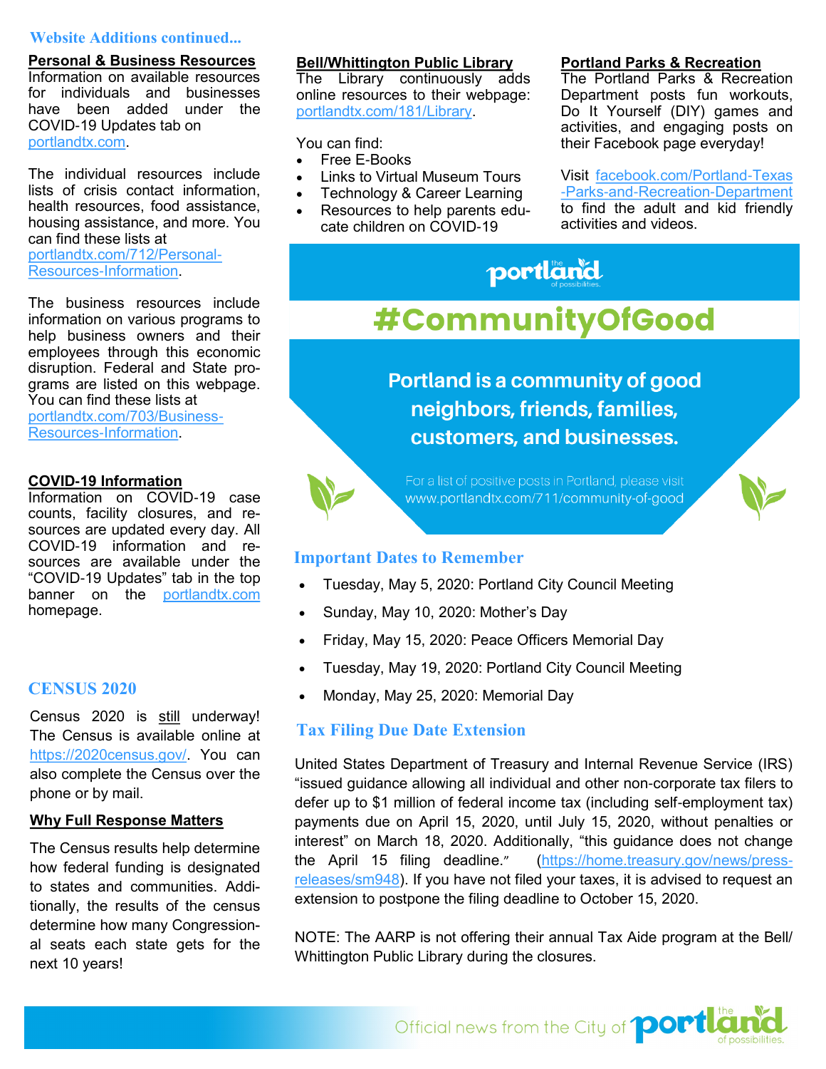## Website Additions continued...

**Personal & Business Resources**

Information on available resources for individuals and businesses have been added under the COVID-19 Updates tab on portlandtx.com.

The individual resources include lists of crisis contact information, health resources, food assistance, housing assistance, and more. You can find these lists at portlandtx.com/712/Personal-Resources-Information.

The business resources include information on various programs to help business owners and their employees through this economic disruption. Federal and State programs are listed on this webpage. You can find these lists at portlandtx.com/703/Business-Resources-Information.

**COVID-19 Information**

Information on COVID-19 case counts, facility closures, and resources are updated every day. All COVID-19 information and resources are available under the "COVID-19 Updates" tab in the top banner on the portlandtx.com homepage.

## CENSUS 2020

Census 2020 is still underway! The Census is available online at https://2020census.gov/. You can also complete the Census over the phone or by mail.

**Why Full Response Matters**

The Census results help determine how federal funding is designated to states and communities. Additionally, the results of the census determine how many Congressional seats each state gets for the next 10 years!

**Bell/Whittington Public Library**

The Library continuously adds online resources to their webpage: portlandtx.com/181/Library.

You can find:

- Free E-Books
- Links to Virtual Museum Tours
- Technology & Career Learning
- Resources to help parents educate children on COVID-19

**Portland Parks & Recreation**

The Portland Parks & Recreation Department posts fun workouts, Do It Yourself (DIY) games and activities, and engaging posts on their Facebook page everyday!

Visit facebook.com/Portland-Texas-Parks-and-Recreation-Department to find the adult and kid friendly activities and videos.

the portland of possibilities.

# #CommunityOfGood

**Portland is a community of good neighbors, friends, families, customers, and businesses.**

For a list of positive posts in Portland, please visit www.portlandtx.com/711/community-of-good

## Important Dates to Remember

- Tuesday, May 5, 2020: Portland City Council Meeting
- Sunday, May 10, 2020: Mother's Day
- Friday, May 15, 2020: Peace Officers Memorial Day
- Tuesday, May 19, 2020: Portland City Council Meeting
- Monday, May 25, 2020: Memorial Day

## Tax Filing Due Date Extension

United States Department of Treasury and Internal Revenue Service (IRS) "issued guidance allowing all individual and other non-corporate tax filers to defer up to $1 million of federal income tax (including self-employment tax) payments due on April 15, 2020, until July 15, 2020, without penalties or interest" on March 18, 2020. Additionally, "this guidance does not change the April 15 filing deadline." (https://home.treasury.gov/news/press-releases/sm948). If you have not filed your taxes, it is advised to request an extension to postpone the filing deadline to October 15, 2020.

NOTE: The AARP is not offering their annual Tax Aide program at the Bell/Whittington Public Library during the closures.